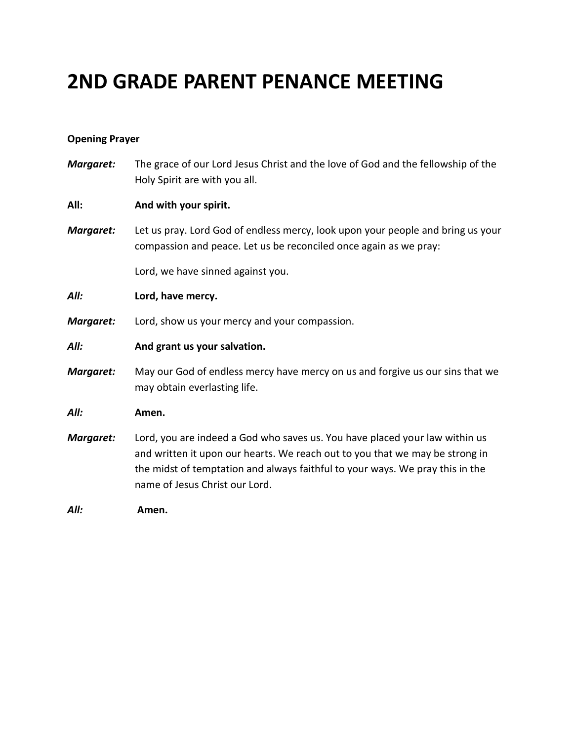# 2ND GRADE PARENT PENANCE MEETING

**Opening Prayer**

***Margaret:*** The grace of our Lord Jesus Christ and the love of God and the fellowship of the Holy Spirit are with you all.

**All:** **And with your spirit.**

***Margaret:*** Let us pray. Lord God of endless mercy, look upon your people and bring us your compassion and peace. Let us be reconciled once again as we pray:

Lord, we have sinned against you.

***All:*** **Lord, have mercy.**

***Margaret:*** Lord, show us your mercy and your compassion.

***All:*** **And grant us your salvation.**

***Margaret:*** May our God of endless mercy have mercy on us and forgive us our sins that we may obtain everlasting life.

***All:*** **Amen.**

***Margaret:*** Lord, you are indeed a God who saves us. You have placed your law within us and written it upon our hearts. We reach out to you that we may be strong in the midst of temptation and always faithful to your ways. We pray this in the name of Jesus Christ our Lord.

***All:*** **Amen.**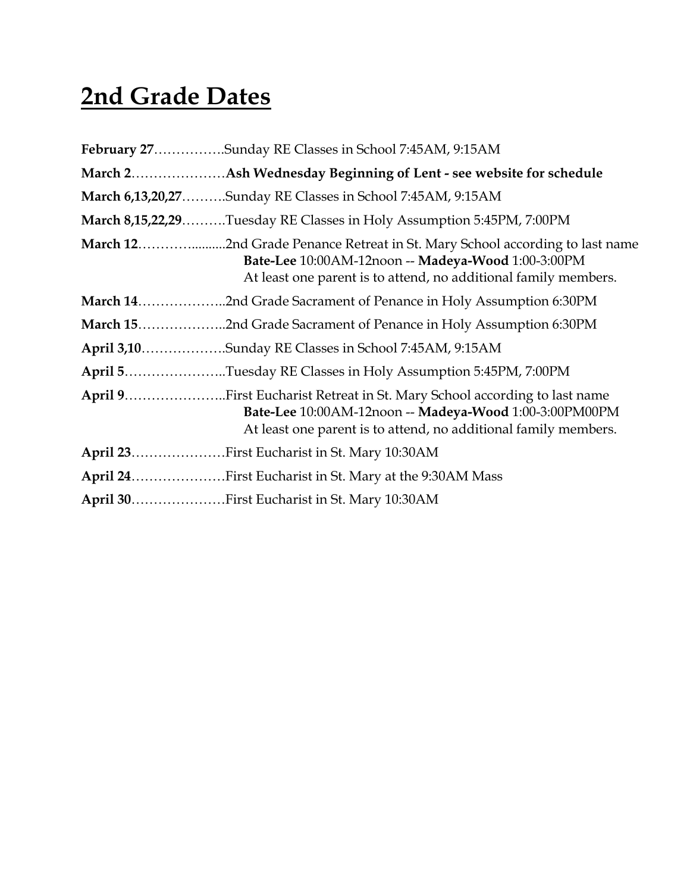## 2nd Grade Dates

**February 27**…………….Sunday RE Classes in School 7:45AM, 9:15AM

**March 2**…………………**Ash Wednesday Beginning of Lent - see website for schedule**

**March 6,13,20,27**……….Sunday RE Classes in School 7:45AM, 9:15AM

**March 8,15,22,29**……….Tuesday RE Classes in Holy Assumption 5:45PM, 7:00PM

**March 12**………..........2nd Grade Penance Retreat in St. Mary School according to last name
**Bate-Lee** 10:00AM-12noon -- **Madeya-Wood** 1:00-3:00PM
At least one parent is to attend, no additional family members.

**March 14**………………..2nd Grade Sacrament of Penance in Holy Assumption 6:30PM

**March 15**………………..2nd Grade Sacrament of Penance in Holy Assumption 6:30PM

**April 3,10**……………….Sunday RE Classes in School 7:45AM, 9:15AM

**April 5**…………………..Tuesday RE Classes in Holy Assumption 5:45PM, 7:00PM

**April 9**…………………..First Eucharist Retreat in St. Mary School according to last name
**Bate-Lee** 10:00AM-12noon -- **Madeya-Wood** 1:00-3:00PM00PM
At least one parent is to attend, no additional family members.

**April 23**…………………First Eucharist in St. Mary 10:30AM

**April 24**…………………First Eucharist in St. Mary at the 9:30AM Mass

**April 30**…………………First Eucharist in St. Mary 10:30AM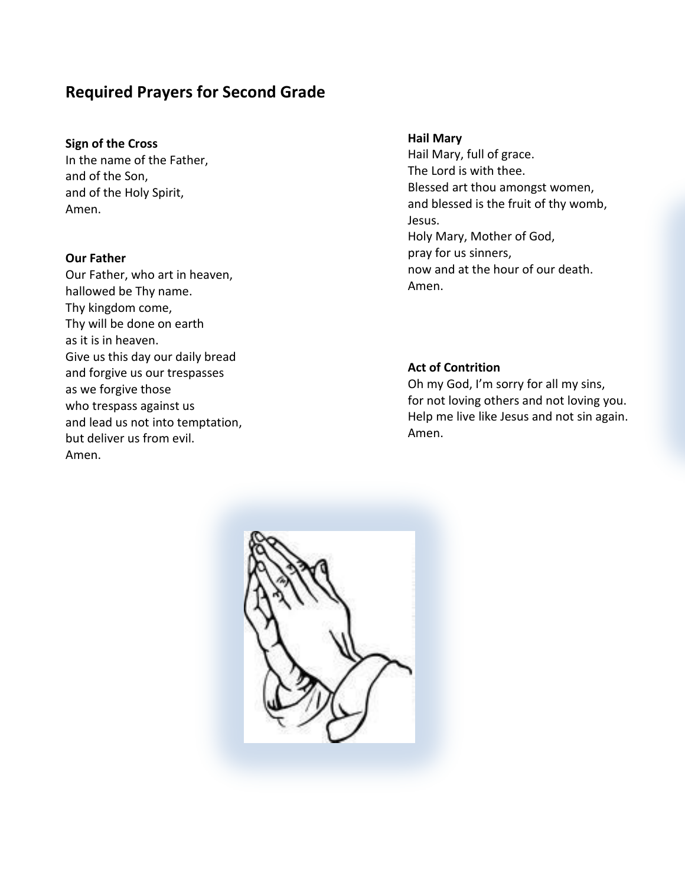## Required Prayers for Second Grade

**Sign of the Cross**
In the name of the Father,
and of the Son,
and of the Holy Spirit,
Amen.

**Our Father**
Our Father, who art in heaven,
hallowed be Thy name.
Thy kingdom come,
Thy will be done on earth
as it is in heaven.
Give us this day our daily bread
and forgive us our trespasses
as we forgive those
who trespass against us
and lead us not into temptation,
but deliver us from evil.
Amen.

**Hail Mary**
Hail Mary, full of grace.
The Lord is with thee.
Blessed art thou amongst women,
and blessed is the fruit of thy womb,
Jesus.
Holy Mary, Mother of God,
pray for us sinners,
now and at the hour of our death.
Amen.

**Act of Contrition**
Oh my God, I'm sorry for all my sins,
for not loving others and not loving you.
Help me live like Jesus and not sin again.
Amen.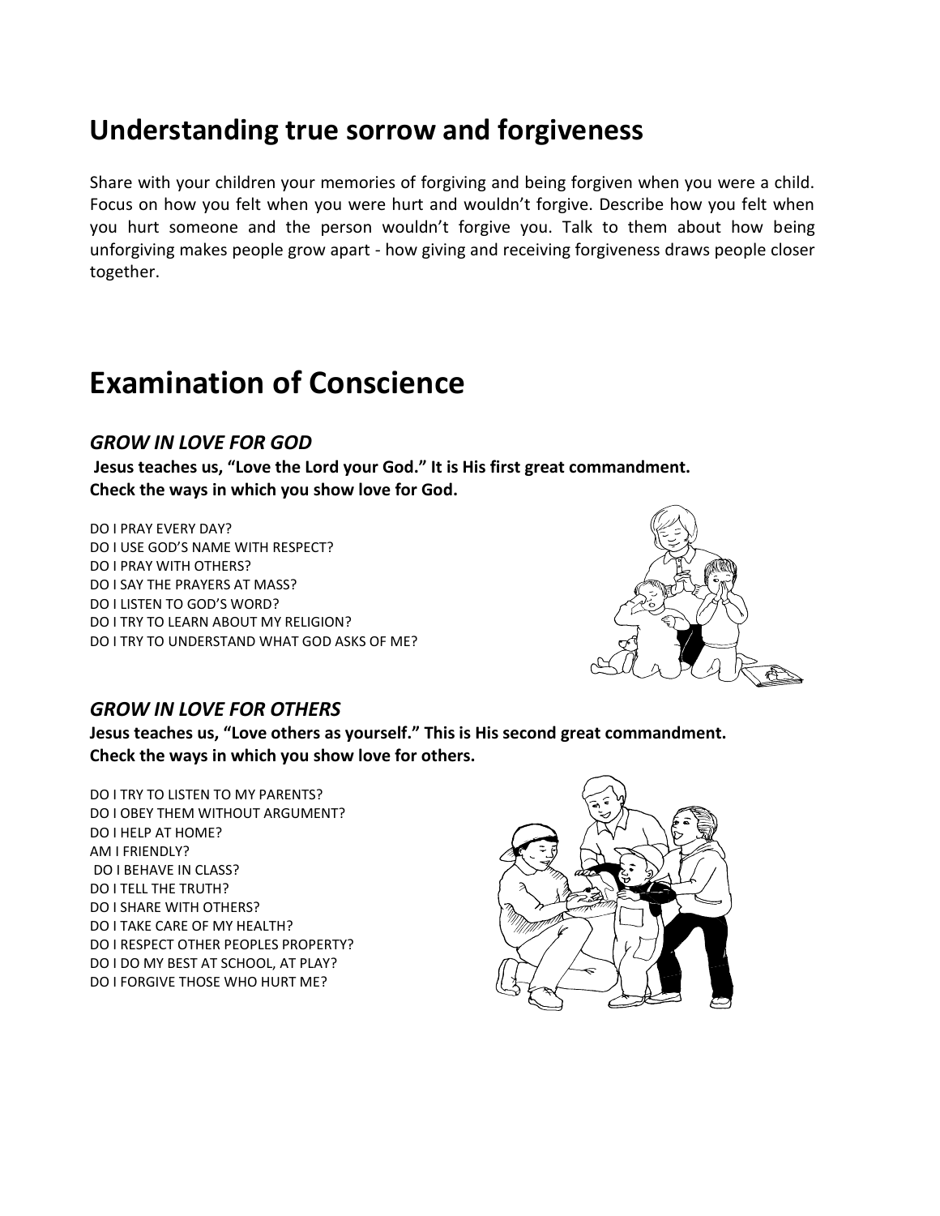## Understanding true sorrow and forgiveness

Share with your children your memories of forgiving and being forgiven when you were a child. Focus on how you felt when you were hurt and wouldn't forgive. Describe how you felt when you hurt someone and the person wouldn't forgive you. Talk to them about how being unforgiving makes people grow apart - how giving and receiving forgiveness draws people closer together.

# Examination of Conscience

### *GROW IN LOVE FOR GOD*

**Jesus teaches us, "Love the Lord your God." It is His first great commandment.**
**Check the ways in which you show love for God.**

DO I PRAY EVERY DAY?
DO I USE GOD'S NAME WITH RESPECT?
DO I PRAY WITH OTHERS?
DO I SAY THE PRAYERS AT MASS?
DO I LISTEN TO GOD'S WORD?
DO I TRY TO LEARN ABOUT MY RELIGION?
DO I TRY TO UNDERSTAND WHAT GOD ASKS OF ME?

### *GROW IN LOVE FOR OTHERS*

**Jesus teaches us, "Love others as yourself." This is His second great commandment.**
**Check the ways in which you show love for others.**

DO I TRY TO LISTEN TO MY PARENTS?
DO I OBEY THEM WITHOUT ARGUMENT?
DO I HELP AT HOME?
AM I FRIENDLY?
DO I BEHAVE IN CLASS?
DO I TELL THE TRUTH?
DO I SHARE WITH OTHERS?
DO I TAKE CARE OF MY HEALTH?
DO I RESPECT OTHER PEOPLES PROPERTY?
DO I DO MY BEST AT SCHOOL, AT PLAY?
DO I FORGIVE THOSE WHO HURT ME?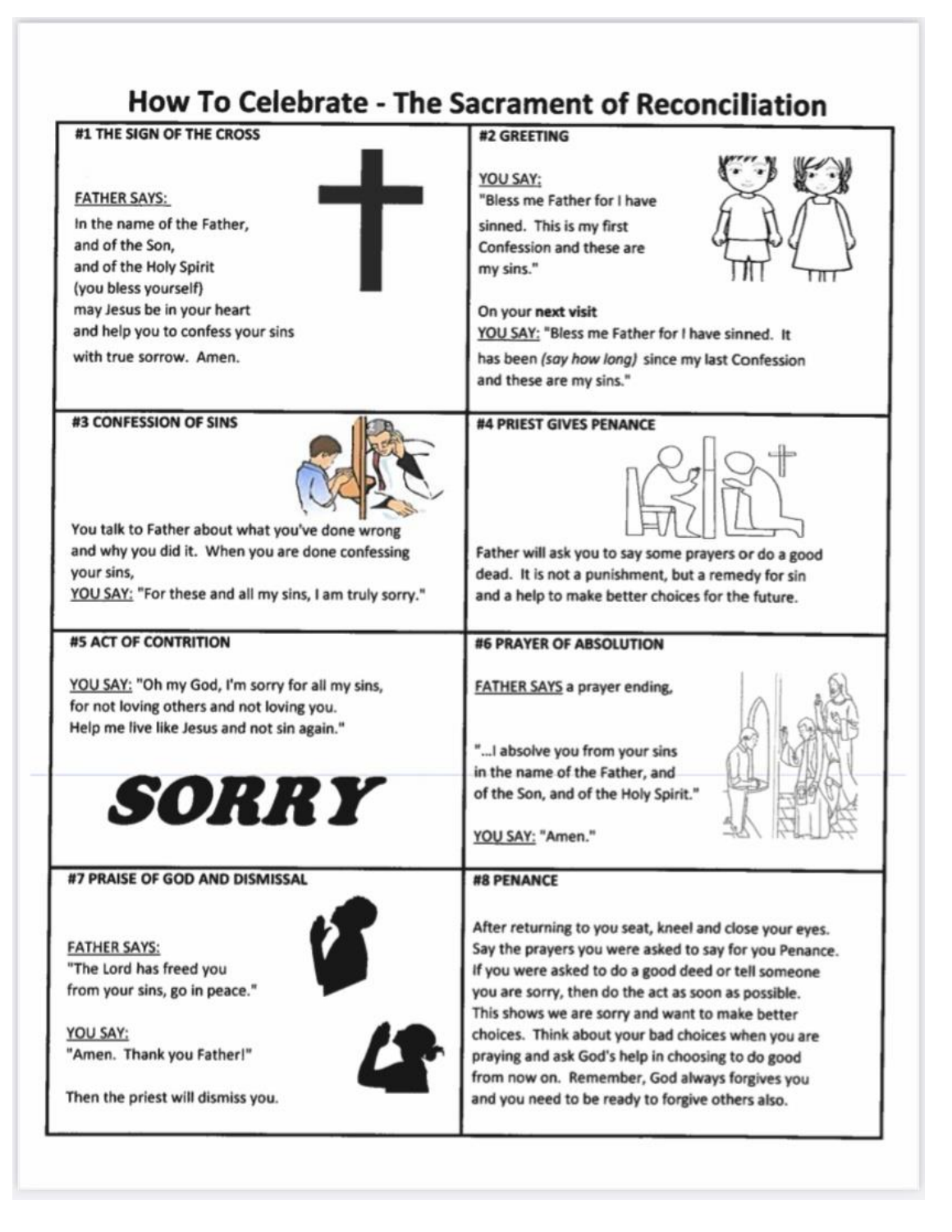# How To Celebrate - The Sacrament of Reconciliation

## #1 THE SIGN OF THE CROSS

FATHER SAYS:

In the name of the Father,
and of the Son,
and of the Holy Spirit
(you bless yourself)
may Jesus be in your heart
and help you to confess your sins
with true sorrow. Amen.

## #2 GREETING

YOU SAY:
"Bless me Father for I have sinned. This is my first Confession and these are my sins."

On your **next visit**
YOU SAY: "Bless me Father for I have sinned. It has been *(say how long)* since my last Confession and these are my sins."

## #3 CONFESSION OF SINS

You talk to Father about what you've done wrong and why you did it. When you are done confessing your sins,
YOU SAY: "For these and all my sins, I am truly sorry."

## #4 PRIEST GIVES PENANCE

Father will ask you to say some prayers or do a good dead. It is not a punishment, but a remedy for sin and a help to make better choices for the future.

## #5 ACT OF CONTRITION

YOU SAY: "Oh my God, I'm sorry for all my sins, for not loving others and not loving you. Help me live like Jesus and not sin again."

**SORRY**

## #6 PRAYER OF ABSOLUTION

FATHER SAYS a prayer ending,

"...I absolve you from your sins in the name of the Father, and of the Son, and of the Holy Spirit."

YOU SAY: "Amen."

## #7 PRAISE OF GOD AND DISMISSAL

FATHER SAYS:
"The Lord has freed you from your sins, go in peace."

YOU SAY:
"Amen. Thank you Father!"

Then the priest will dismiss you.

## #8 PENANCE

After returning to you seat, kneel and close your eyes. Say the prayers you were asked to say for you Penance. If you were asked to do a good deed or tell someone you are sorry, then do the act as soon as possible. This shows we are sorry and want to make better choices. Think about your bad choices when you are praying and ask God's help in choosing to do good from now on. Remember, God always forgives you and you need to be ready to forgive others also.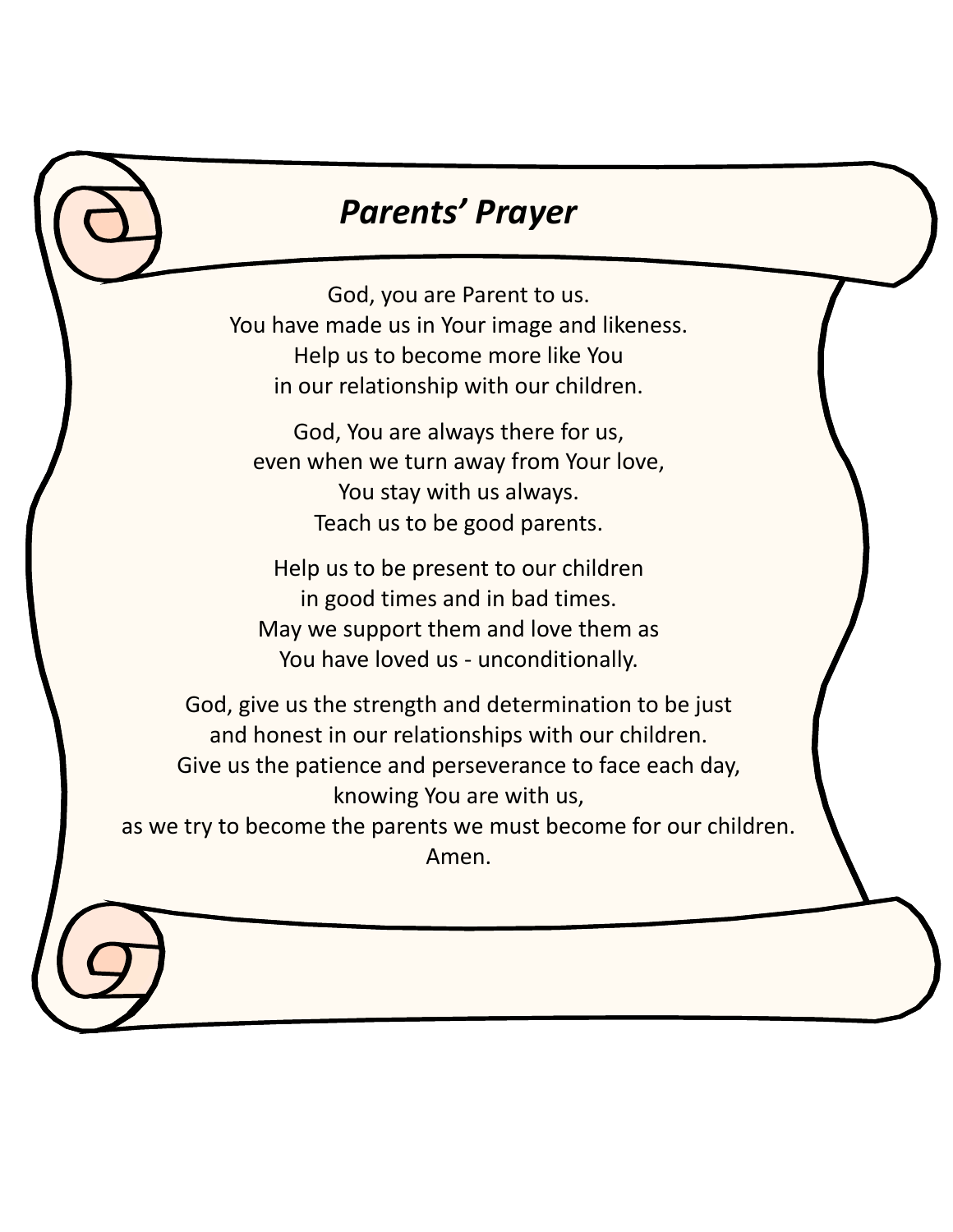# *Parents' Prayer*

God, you are Parent to us.
You have made us in Your image and likeness.
Help us to become more like You
in our relationship with our children.

God, You are always there for us,
even when we turn away from Your love,
You stay with us always.
Teach us to be good parents.

Help us to be present to our children
in good times and in bad times.
May we support them and love them as
You have loved us - unconditionally.

God, give us the strength and determination to be just
and honest in our relationships with our children.
Give us the patience and perseverance to face each day,
knowing You are with us,
as we try to become the parents we must become for our children.
Amen.